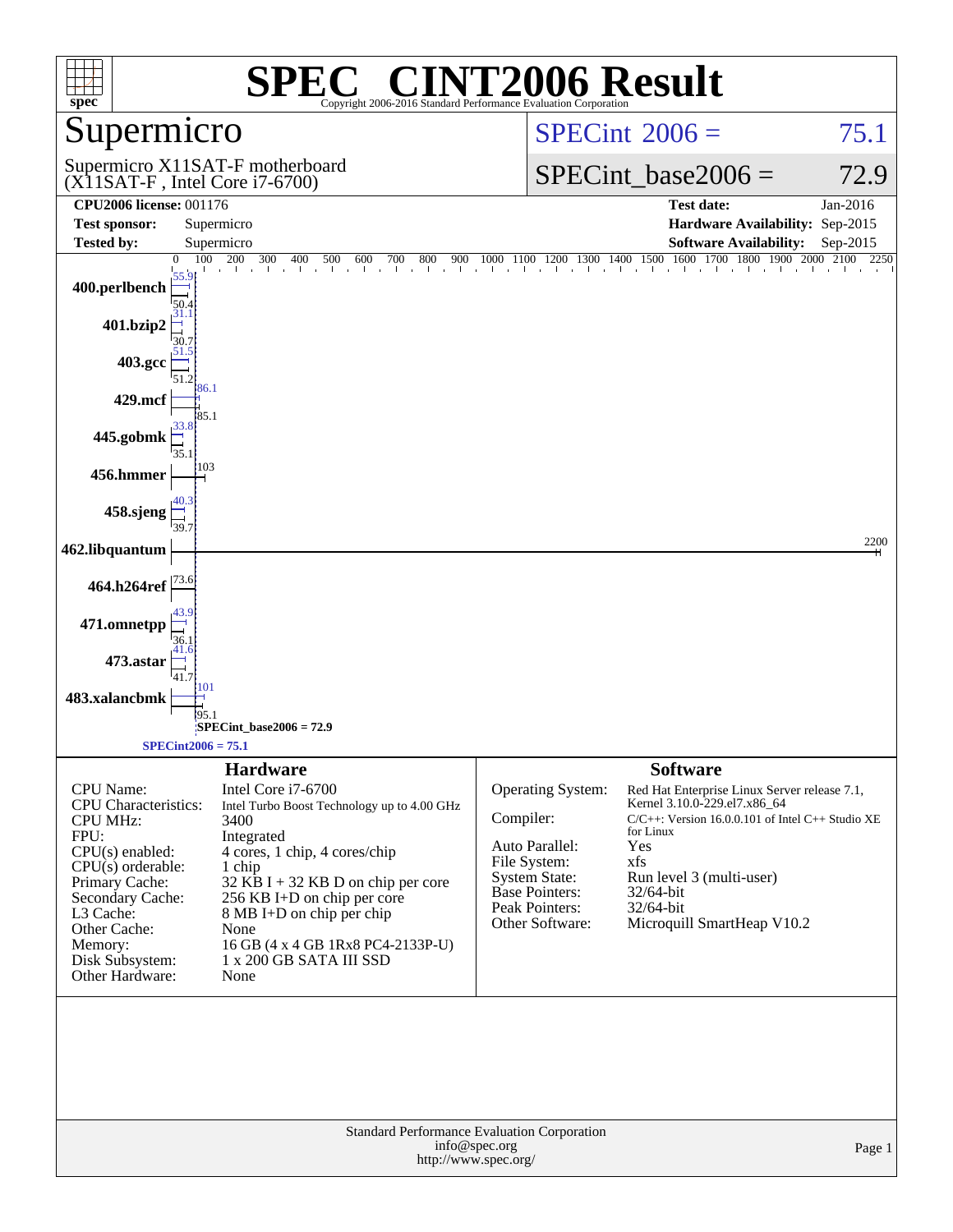# SPEC® CINT2006 Result

Copyright 2006-2016 Standard Performance Evaluation Corporation

## Supermicro

Supermicro X11SAT-F motherboard (X11SAT-F , Intel Core i7-6700)

SPECint 2006 = 75.1

SPECint_base2006 = 72.9

| | | | |
|---|---|---|---|
| **CPU2006 license:** | 001176 | **Test date:** | Jan-2016 |
| **Test sponsor:** | Supermicro | **Hardware Availability:** | Sep-2015 |
| **Tested by:** | Supermicro | **Software Availability:** | Sep-2015 |

| Benchmark | Peak | Base |
|---|---|---|
| 400.perlbench | 55.9 | 50.4 |
| 401.bzip2 | 31.1 | 30.7 |
| 403.gcc | 51.5 | 51.2 |
| 429.mcf | 86.1 | 85.1 |
| 445.gobmk | 33.8 | 35.1 |
| 456.hmmer | 103 | 103 |
| 458.sjeng | 40.3 | 39.7 |
| 462.libquantum | 2200 | 2200 |
| 464.h264ref | 73.6 | 73.6 |
| 471.omnetpp | 43.9 | 36.1 |
| 473.astar | 41.6 | 41.7 |
| 483.xalancbmk | 101 | 95.1 |

SPECint_base2006 = 72.9

SPECint2006 = 75.1

## Hardware

| | |
|---|---|
| CPU Name: | Intel Core i7-6700 |
| CPU Characteristics: | Intel Turbo Boost Technology up to 4.00 GHz |
| CPU MHz: | 3400 |
| FPU: | Integrated |
| CPU(s) enabled: | 4 cores, 1 chip, 4 cores/chip |
| CPU(s) orderable: | 1 chip |
| Primary Cache: | 32 KB I + 32 KB D on chip per core |
| Secondary Cache: | 256 KB I+D on chip per core |
| L3 Cache: | 8 MB I+D on chip per chip |
| Other Cache: | None |
| Memory: | 16 GB (4 x 4 GB 1Rx8 PC4-2133P-U) |
| Disk Subsystem: | 1 x 200 GB SATA III SSD |
| Other Hardware: | None |

## Software

| | |
|---|---|
| Operating System: | Red Hat Enterprise Linux Server release 7.1, Kernel 3.10.0-229.el7.x86_64 |
| Compiler: | C/C++: Version 16.0.0.101 of Intel C++ Studio XE for Linux |
| Auto Parallel: | Yes |
| File System: | xfs |
| System State: | Run level 3 (multi-user) |
| Base Pointers: | 32/64-bit |
| Peak Pointers: | 32/64-bit |
| Other Software: | Microquill SmartHeap V10.2 |

Standard Performance Evaluation Corporation
info@spec.org
http://www.spec.org/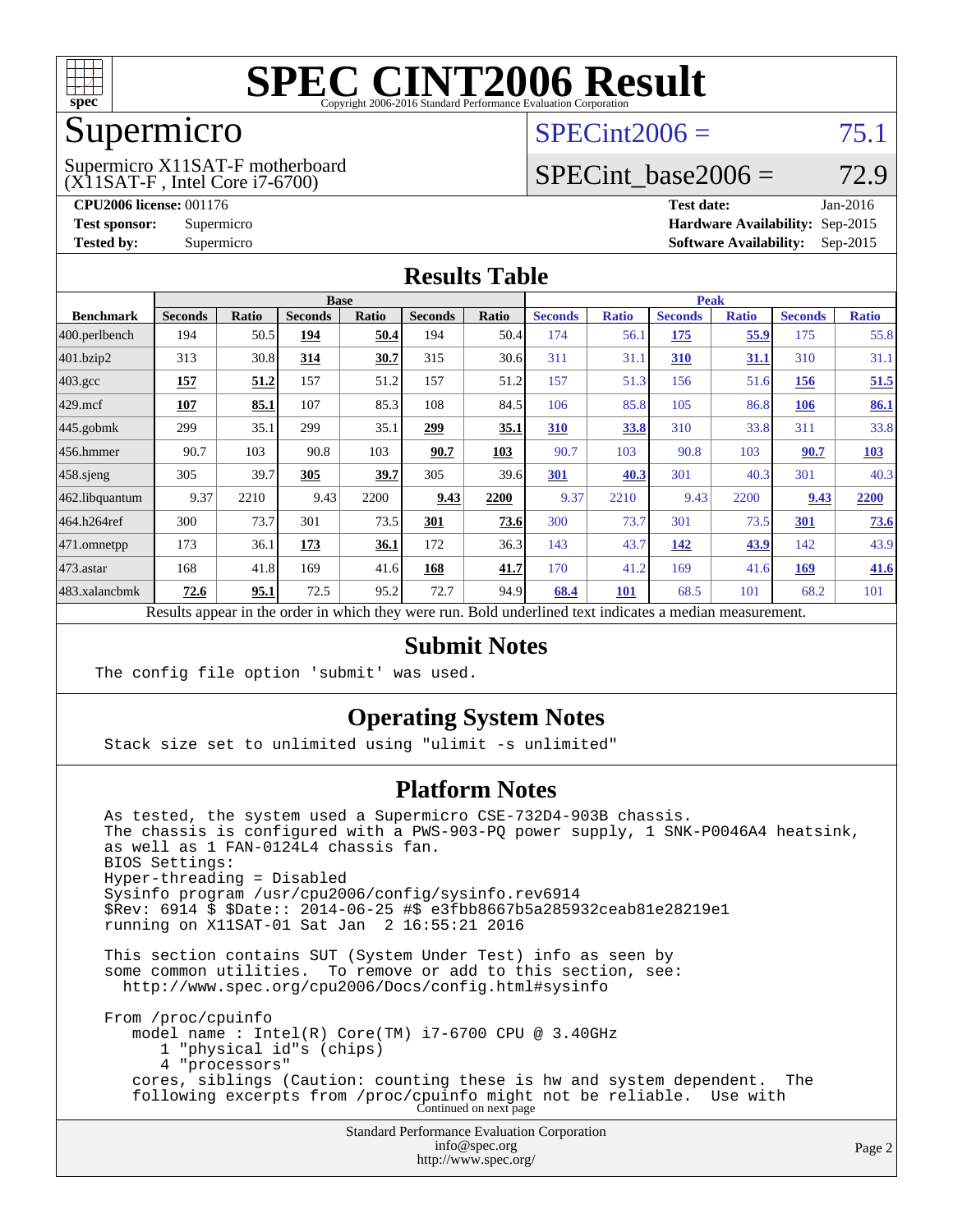# SPEC CINT2006 Result

Copyright 2006-2016 Standard Performance Evaluation Corporation

## Supermicro

Supermicro X11SAT-F motherboard (X11SAT-F , Intel Core i7-6700)

SPECint2006 = 75.1

SPECint_base2006 = 72.9

**CPU2006 license:** 001176
**Test sponsor:** Supermicro
**Tested by:** Supermicro

**Test date:** Jan-2016
**Hardware Availability:** Sep-2015
**Software Availability:** Sep-2015

## Results Table

| Benchmark | Base | | | | | | Peak | | | | | |
|---|---|---|---|---|---|---|---|---|---|---|---|---|
| | Seconds | Ratio | Seconds | Ratio | Seconds | Ratio | Seconds | Ratio | Seconds | Ratio | Seconds | Ratio |
| 400.perlbench | 194 | 50.5 | **194** | **50.4** | 194 | 50.4 | 174 | 56.1 | **175** | **55.9** | 175 | 55.8 |
| 401.bzip2 | 313 | 30.8 | **314** | **30.7** | 315 | 30.6 | 311 | 31.1 | **310** | **31.1** | 310 | 31.1 |
| 403.gcc | **157** | **51.2** | 157 | 51.2 | 157 | 51.2 | 157 | 51.3 | 156 | 51.6 | **156** | **51.5** |
| 429.mcf | **107** | **85.1** | 107 | 85.3 | 108 | 84.5 | 106 | 85.8 | 105 | 86.8 | **106** | **86.1** |
| 445.gobmk | 299 | 35.1 | 299 | 35.1 | **299** | **35.1** | **310** | **33.8** | 310 | 33.8 | 311 | 33.8 |
| 456.hmmer | 90.7 | 103 | 90.8 | 103 | **90.7** | **103** | 90.7 | 103 | 90.8 | 103 | **90.7** | **103** |
| 458.sjeng | 305 | 39.7 | **305** | **39.7** | 305 | 39.6 | **301** | **40.3** | 301 | 40.3 | 301 | 40.3 |
| 462.libquantum | 9.37 | 2210 | 9.43 | 2200 | **9.43** | **2200** | 9.37 | 2210 | 9.43 | 2200 | **9.43** | **2200** |
| 464.h264ref | 300 | 73.7 | 301 | 73.5 | **301** | **73.6** | 300 | 73.7 | 301 | 73.5 | **301** | **73.6** |
| 471.omnetpp | 173 | 36.1 | **173** | **36.1** | 172 | 36.3 | 143 | 43.7 | **142** | **43.9** | 142 | 43.9 |
| 473.astar | 168 | 41.8 | 169 | 41.6 | **168** | **41.7** | 170 | 41.2 | 169 | 41.6 | **169** | **41.6** |
| 483.xalancbmk | **72.6** | **95.1** | 72.5 | 95.2 | 72.7 | 94.9 | **68.4** | **101** | 68.5 | 101 | 68.2 | 101 |

Results appear in the order in which they were run. Bold underlined text indicates a median measurement.

## Submit Notes

```
The config file option 'submit' was used.
```

## Operating System Notes

```
Stack size set to unlimited using "ulimit -s unlimited"
```

## Platform Notes

```
As tested, the system used a Supermicro CSE-732D4-903B chassis.
The chassis is configured with a PWS-903-PQ power supply, 1 SNK-P0046A4 heatsink,
as well as 1 FAN-0124L4 chassis fan.
BIOS Settings:
Hyper-threading = Disabled
Sysinfo program /usr/cpu2006/config/sysinfo.rev6914
$Rev: 6914 $ $Date:: 2014-06-25 #$ e3fbb8667b5a285932ceab81e28219e1
running on X11SAT-01 Sat Jan  2 16:55:21 2016

This section contains SUT (System Under Test) info as seen by
some common utilities.  To remove or add to this section, see:
  http://www.spec.org/cpu2006/Docs/config.html#sysinfo

From /proc/cpuinfo
   model name : Intel(R) Core(TM) i7-6700 CPU @ 3.40GHz
      1 "physical id"s (chips)
      4 "processors"
   cores, siblings (Caution: counting these is hw and system dependent.  The
   following excerpts from /proc/cpuinfo might not be reliable.  Use with
```

Continued on next page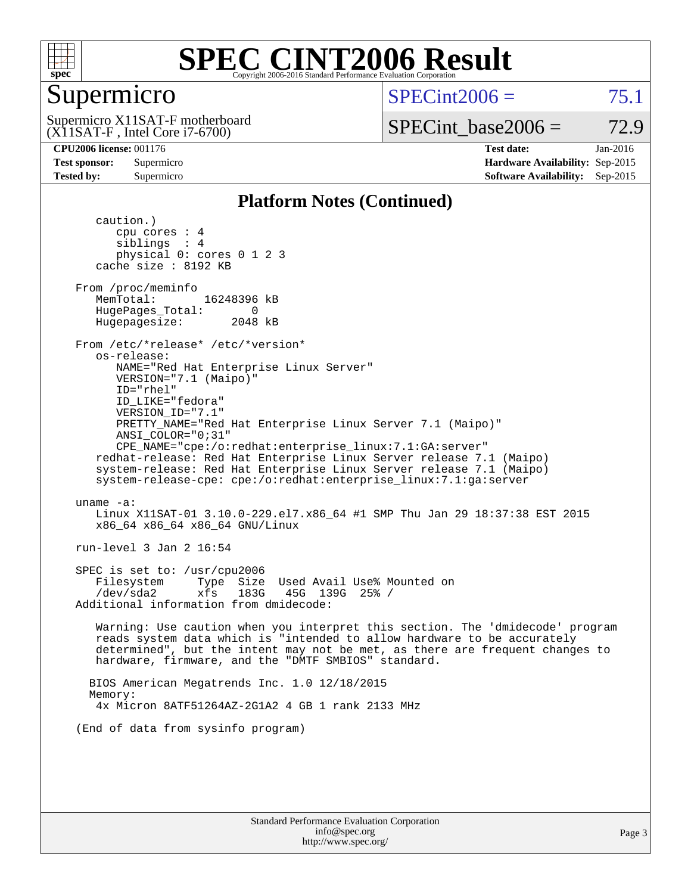# SPEC CINT2006 Result

## Supermicro

Supermicro X11SAT-F motherboard
(X11SAT-F , Intel Core i7-6700)

SPECint2006 = 75.1

SPECint_base2006 = 72.9

**CPU2006 license:** 001176
**Test sponsor:** Supermicro
**Tested by:** Supermicro

**Test date:** Jan-2016
**Hardware Availability:** Sep-2015
**Software Availability:** Sep-2015

### Platform Notes (Continued)

```
      caution.)
         cpu cores : 4
         siblings  : 4
         physical 0: cores 0 1 2 3
      cache size : 8192 KB

   From /proc/meminfo
      MemTotal:       16248396 kB
      HugePages_Total:       0
      Hugepagesize:       2048 kB

   From /etc/*release* /etc/*version*
      os-release:
         NAME="Red Hat Enterprise Linux Server"
         VERSION="7.1 (Maipo)"
         ID="rhel"
         ID_LIKE="fedora"
         VERSION_ID="7.1"
         PRETTY_NAME="Red Hat Enterprise Linux Server 7.1 (Maipo)"
         ANSI_COLOR="0;31"
         CPE_NAME="cpe:/o:redhat:enterprise_linux:7.1:GA:server"
      redhat-release: Red Hat Enterprise Linux Server release 7.1 (Maipo)
      system-release: Red Hat Enterprise Linux Server release 7.1 (Maipo)
      system-release-cpe: cpe:/o:redhat:enterprise_linux:7.1:ga:server

   uname -a:
      Linux X11SAT-01 3.10.0-229.el7.x86_64 #1 SMP Thu Jan 29 18:37:38 EST 2015
      x86_64 x86_64 x86_64 GNU/Linux

   run-level 3 Jan 2 16:54

   SPEC is set to: /usr/cpu2006
      Filesystem     Type  Size  Used Avail Use% Mounted on
      /dev/sda2      xfs   183G   45G  139G  25% /
   Additional information from dmidecode:

      Warning: Use caution when you interpret this section. The 'dmidecode' program
      reads system data which is "intended to allow hardware to be accurately
      determined", but the intent may not be met, as there are frequent changes to
      hardware, firmware, and the "DMTF SMBIOS" standard.

     BIOS American Megatrends Inc. 1.0 12/18/2015
     Memory:
      4x Micron 8ATF51264AZ-2G1A2 4 GB 1 rank 2133 MHz

   (End of data from sysinfo program)
```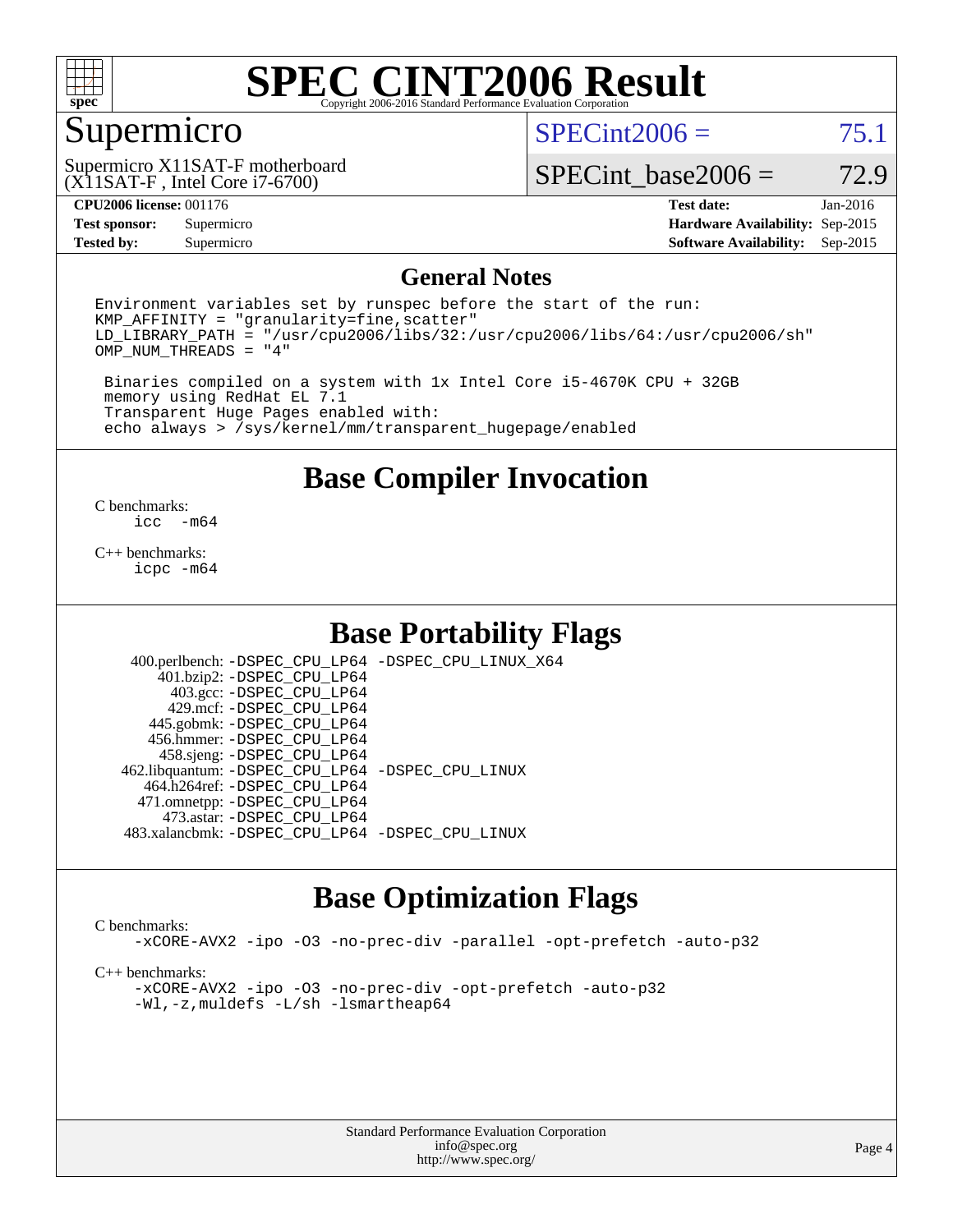# SPEC CINT2006 Result

Copyright 2006-2016 Standard Performance Evaluation Corporation

## Supermicro

Supermicro X11SAT-F motherboard (X11SAT-F , Intel Core i7-6700)

SPECint2006 = 75.1

SPECint_base2006 = 72.9

| | | | |
|---|---|---|---|
| **CPU2006 license:** 001176 | | **Test date:** | Jan-2016 |
| **Test sponsor:** | Supermicro | **Hardware Availability:** | Sep-2015 |
| **Tested by:** | Supermicro | **Software Availability:** | Sep-2015 |

## General Notes

```
Environment variables set by runspec before the start of the run:
KMP_AFFINITY = "granularity=fine,scatter"
LD_LIBRARY_PATH = "/usr/cpu2006/libs/32:/usr/cpu2006/libs/64:/usr/cpu2006/sh"
OMP_NUM_THREADS = "4"

 Binaries compiled on a system with 1x Intel Core i5-4670K CPU + 32GB
 memory using RedHat EL 7.1
 Transparent Huge Pages enabled with:
 echo always > /sys/kernel/mm/transparent_hugepage/enabled
```

## Base Compiler Invocation

C benchmarks:
```
icc  -m64
```

C++ benchmarks:
```
icpc -m64
```

## Base Portability Flags

```
 400.perlbench: -DSPEC_CPU_LP64 -DSPEC_CPU_LINUX_X64
     401.bzip2: -DSPEC_CPU_LP64
       403.gcc: -DSPEC_CPU_LP64
       429.mcf: -DSPEC_CPU_LP64
     445.gobmk: -DSPEC_CPU_LP64
    456.hmmer: -DSPEC_CPU_LP64
     458.sjeng: -DSPEC_CPU_LP64
462.libquantum: -DSPEC_CPU_LP64 -DSPEC_CPU_LINUX
   464.h264ref: -DSPEC_CPU_LP64
   471.omnetpp: -DSPEC_CPU_LP64
     473.astar: -DSPEC_CPU_LP64
483.xalancbmk: -DSPEC_CPU_LP64 -DSPEC_CPU_LINUX
```

## Base Optimization Flags

C benchmarks:
```
-xCORE-AVX2 -ipo -O3 -no-prec-div -parallel -opt-prefetch -auto-p32
```

C++ benchmarks:
```
-xCORE-AVX2 -ipo -O3 -no-prec-div -opt-prefetch -auto-p32
-Wl,-z,muldefs -L/sh -lsmartheap64
```

Standard Performance Evaluation Corporation
info@spec.org
http://www.spec.org/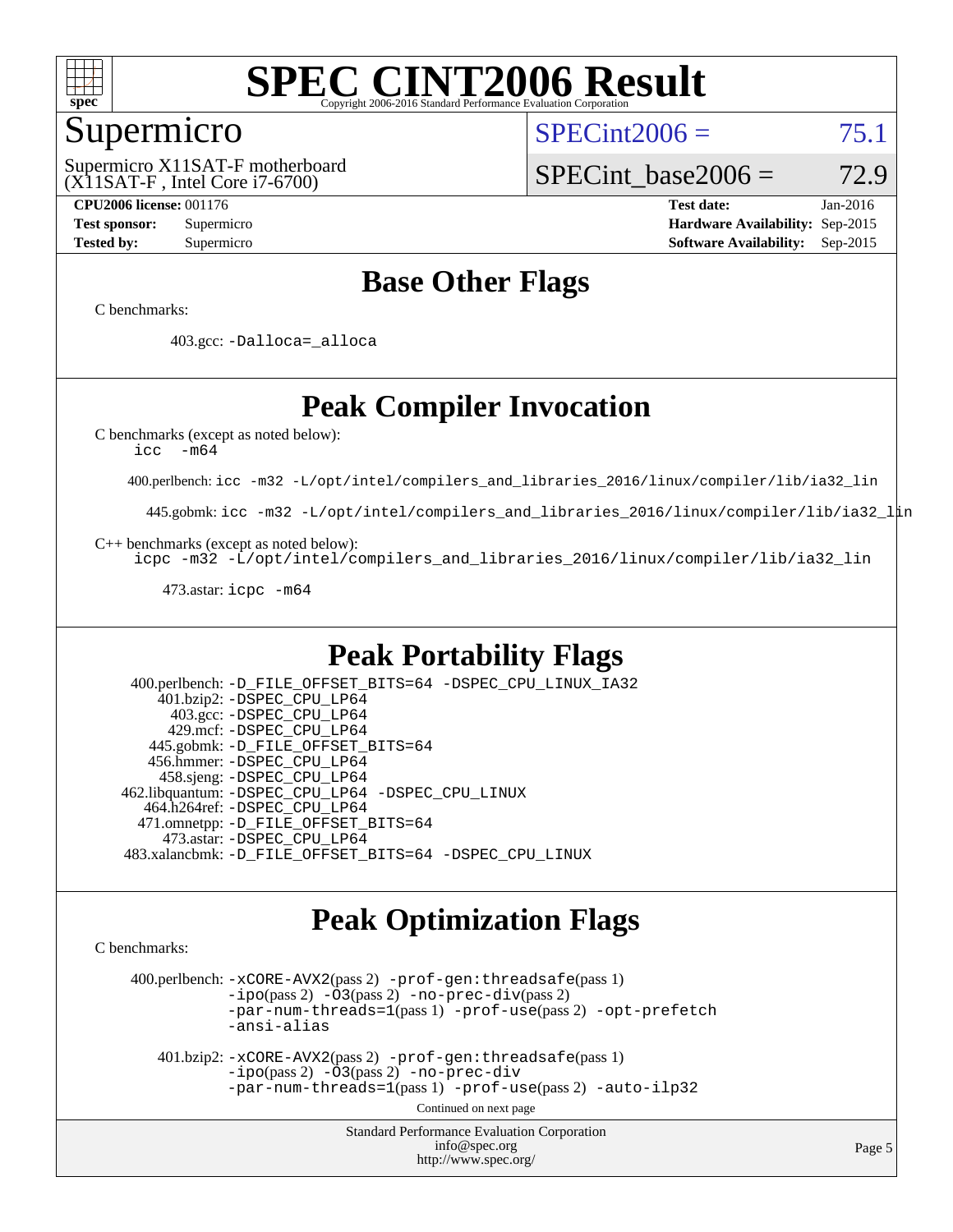# SPEC CINT2006 Result

Copyright 2006-2016 Standard Performance Evaluation Corporation

## Supermicro

Supermicro X11SAT-F motherboard (X11SAT-F , Intel Core i7-6700)

SPECint2006 = 75.1

SPECint_base2006 = 72.9

**CPU2006 license:** 001176
**Test sponsor:** Supermicro
**Tested by:** Supermicro

**Test date:** Jan-2016
**Hardware Availability:** Sep-2015
**Software Availability:** Sep-2015

## Base Other Flags

C benchmarks:

403.gcc: `-Dalloca=_alloca`

## Peak Compiler Invocation

C benchmarks (except as noted below):
`icc -m64`

400.perlbench: `icc -m32 -L/opt/intel/compilers_and_libraries_2016/linux/compiler/lib/ia32_lin`

445.gobmk: `icc -m32 -L/opt/intel/compilers_and_libraries_2016/linux/compiler/lib/ia32_lin`

C++ benchmarks (except as noted below):
`icpc -m32 -L/opt/intel/compilers_and_libraries_2016/linux/compiler/lib/ia32_lin`

473.astar: `icpc -m64`

## Peak Portability Flags

400.perlbench: `-D_FILE_OFFSET_BITS=64 -DSPEC_CPU_LINUX_IA32`
401.bzip2: `-DSPEC_CPU_LP64`
403.gcc: `-DSPEC_CPU_LP64`
429.mcf: `-DSPEC_CPU_LP64`
445.gobmk: `-D_FILE_OFFSET_BITS=64`
456.hmmer: `-DSPEC_CPU_LP64`
458.sjeng: `-DSPEC_CPU_LP64`
462.libquantum: `-DSPEC_CPU_LP64 -DSPEC_CPU_LINUX`
464.h264ref: `-DSPEC_CPU_LP64`
471.omnetpp: `-D_FILE_OFFSET_BITS=64`
473.astar: `-DSPEC_CPU_LP64`
483.xalancbmk: `-D_FILE_OFFSET_BITS=64 -DSPEC_CPU_LINUX`

## Peak Optimization Flags

C benchmarks:

400.perlbench: `-xCORE-AVX2`(pass 2) `-prof-gen:threadsafe`(pass 1) `-ipo`(pass 2) `-O3`(pass 2) `-no-prec-div`(pass 2) `-par-num-threads=1`(pass 1) `-prof-use`(pass 2) `-opt-prefetch` `-ansi-alias`

401.bzip2: `-xCORE-AVX2`(pass 2) `-prof-gen:threadsafe`(pass 1) `-ipo`(pass 2) `-O3`(pass 2) `-no-prec-div` `-par-num-threads=1`(pass 1) `-prof-use`(pass 2) `-auto-ilp32`

Continued on next page

Standard Performance Evaluation Corporation
info@spec.org
http://www.spec.org/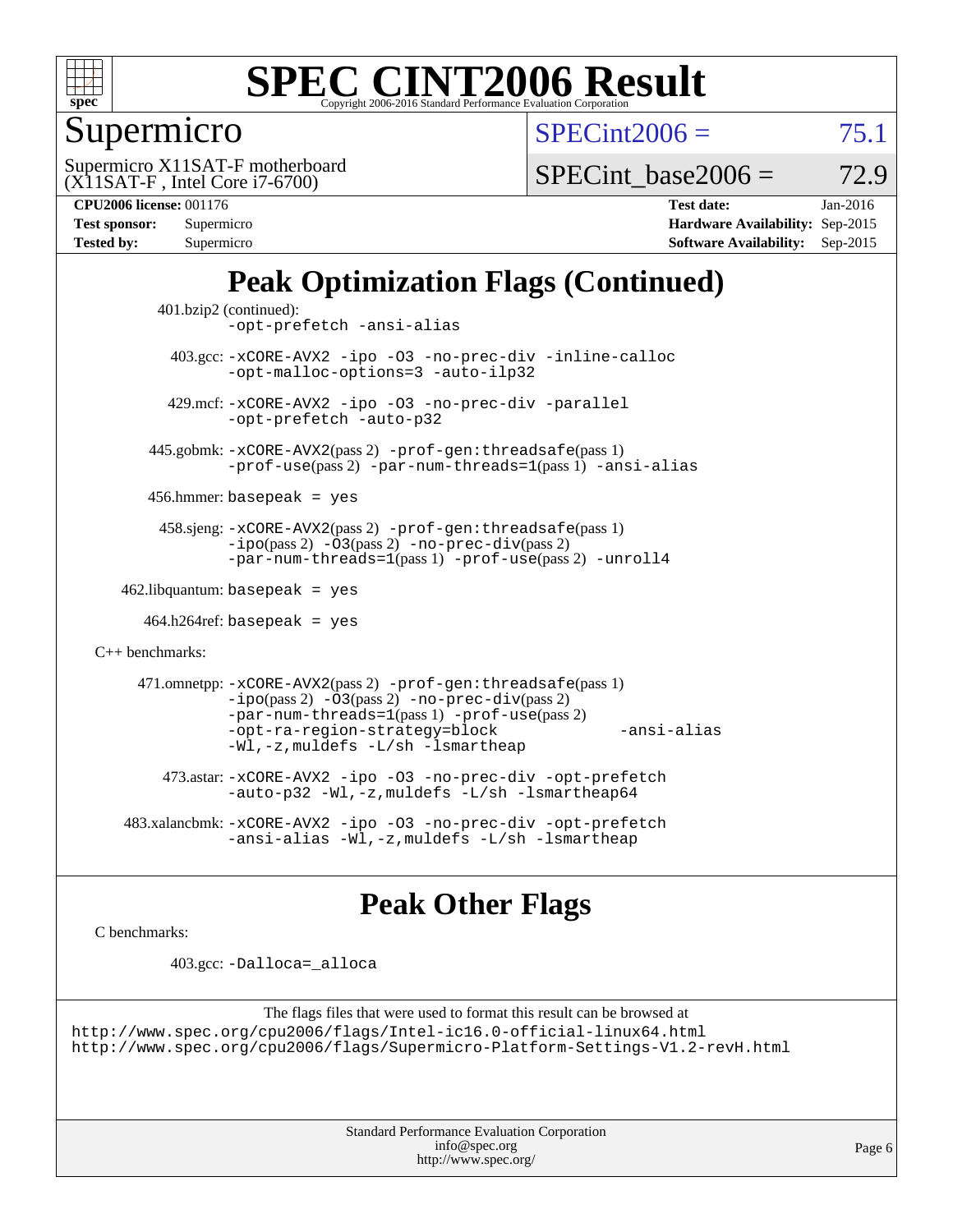# SPEC CINT2006 Result

Copyright 2006-2016 Standard Performance Evaluation Corporation

## Supermicro

Supermicro X11SAT-F motherboard
(X11SAT-F , Intel Core i7-6700)

SPECint2006 = 75.1

SPECint_base2006 = 72.9

**CPU2006 license:** 001176
**Test sponsor:** Supermicro
**Tested by:** Supermicro

**Test date:** Jan-2016
**Hardware Availability:** Sep-2015
**Software Availability:** Sep-2015

## Peak Optimization Flags (Continued)

401.bzip2 (continued):
-opt-prefetch -ansi-alias

403.gcc: -xCORE-AVX2 -ipo -O3 -no-prec-div -inline-calloc -opt-malloc-options=3 -auto-ilp32

429.mcf: -xCORE-AVX2 -ipo -O3 -no-prec-div -parallel -opt-prefetch -auto-p32

445.gobmk: -xCORE-AVX2(pass 2) -prof-gen:threadsafe(pass 1) -prof-use(pass 2) -par-num-threads=1(pass 1) -ansi-alias

456.hmmer: basepeak = yes

458.sjeng: -xCORE-AVX2(pass 2) -prof-gen:threadsafe(pass 1) -ipo(pass 2) -O3(pass 2) -no-prec-div(pass 2) -par-num-threads=1(pass 1) -prof-use(pass 2) -unroll4

462.libquantum: basepeak = yes

464.h264ref: basepeak = yes

C++ benchmarks:

471.omnetpp: -xCORE-AVX2(pass 2) -prof-gen:threadsafe(pass 1) -ipo(pass 2) -O3(pass 2) -no-prec-div(pass 2) -par-num-threads=1(pass 1) -prof-use(pass 2) -opt-ra-region-strategy=block -ansi-alias -Wl,-z,muldefs -L/sh -lsmartheap

473.astar: -xCORE-AVX2 -ipo -O3 -no-prec-div -opt-prefetch -auto-p32 -Wl,-z,muldefs -L/sh -lsmartheap64

483.xalancbmk: -xCORE-AVX2 -ipo -O3 -no-prec-div -opt-prefetch -ansi-alias -Wl,-z,muldefs -L/sh -lsmartheap

## Peak Other Flags

C benchmarks:

403.gcc: -Dalloca=_alloca

The flags files that were used to format this result can be browsed at
http://www.spec.org/cpu2006/flags/Intel-ic16.0-official-linux64.html
http://www.spec.org/cpu2006/flags/Supermicro-Platform-Settings-V1.2-revH.html

Standard Performance Evaluation Corporation
info@spec.org
http://www.spec.org/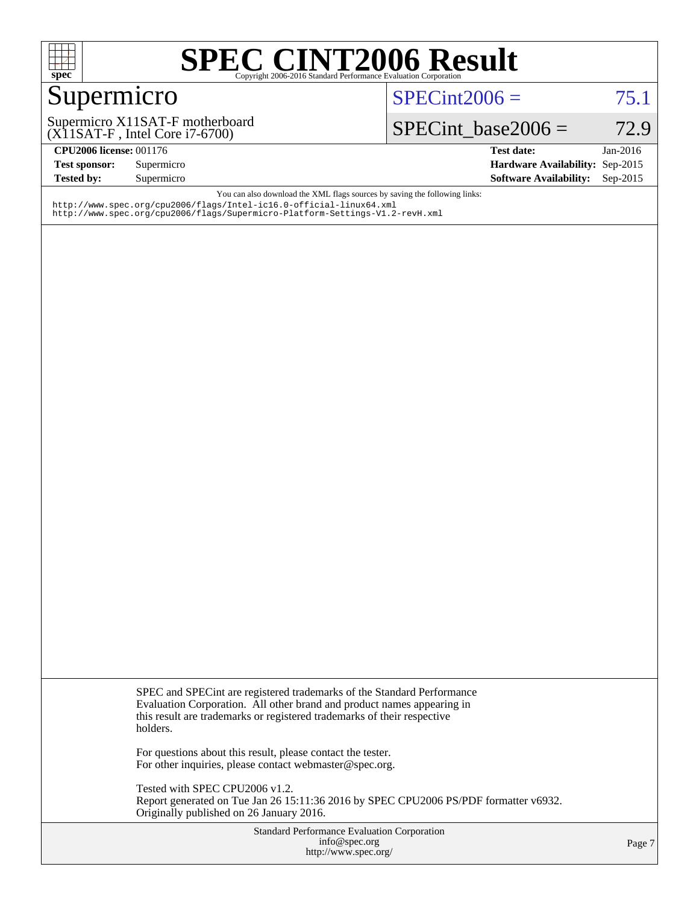# SPEC CINT2006 Result

Copyright 2006-2016 Standard Performance Evaluation Corporation

## Supermicro

Supermicro X11SAT-F motherboard
(X11SAT-F , Intel Core i7-6700)

SPECint2006 = 75.1

SPECint_base2006 = 72.9

| | | | |
|---|---|---|---|
| **CPU2006 license:** 001176 | | **Test date:** | Jan-2016 |
| **Test sponsor:** | Supermicro | **Hardware Availability:** | Sep-2015 |
| **Tested by:** | Supermicro | **Software Availability:** | Sep-2015 |

You can also download the XML flags sources by saving the following links:

```
http://www.spec.org/cpu2006/flags/Intel-ic16.0-official-linux64.xml
http://www.spec.org/cpu2006/flags/Supermicro-Platform-Settings-V1.2-revH.xml
```

SPEC and SPECint are registered trademarks of the Standard Performance Evaluation Corporation. All other brand and product names appearing in this result are trademarks or registered trademarks of their respective holders.

For questions about this result, please contact the tester.
For other inquiries, please contact webmaster@spec.org.

Tested with SPEC CPU2006 v1.2.
Report generated on Tue Jan 26 15:11:36 2016 by SPEC CPU2006 PS/PDF formatter v6932.
Originally published on 26 January 2016.